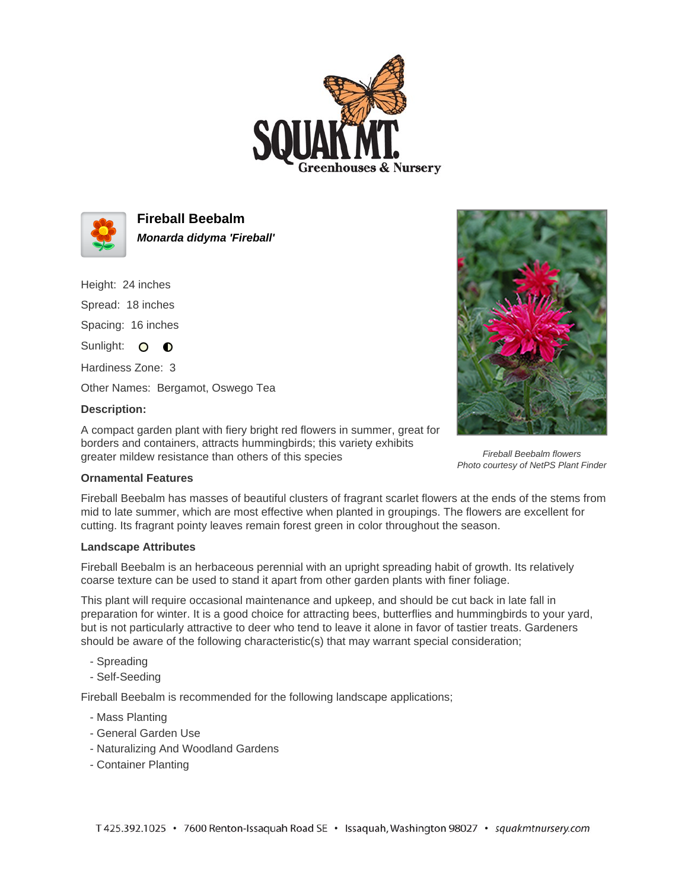# Fireball Beebalm

***Monarda didyma 'Fireball'***

Height: 24 inches

Spread: 18 inches

Spacing: 16 inches

Sunlight: ○ ◐

Hardiness Zone: 3

Other Names: Bergamot, Oswego Tea

**Description:**

A compact garden plant with fiery bright red flowers in summer, great for borders and containers, attracts hummingbirds; this variety exhibits greater mildew resistance than others of this species

*Fireball Beebalm flowers*
*Photo courtesy of NetPS Plant Finder*

**Ornamental Features**

Fireball Beebalm has masses of beautiful clusters of fragrant scarlet flowers at the ends of the stems from mid to late summer, which are most effective when planted in groupings. The flowers are excellent for cutting. Its fragrant pointy leaves remain forest green in color throughout the season.

**Landscape Attributes**

Fireball Beebalm is an herbaceous perennial with an upright spreading habit of growth. Its relatively coarse texture can be used to stand it apart from other garden plants with finer foliage.

This plant will require occasional maintenance and upkeep, and should be cut back in late fall in preparation for winter. It is a good choice for attracting bees, butterflies and hummingbirds to your yard, but is not particularly attractive to deer who tend to leave it alone in favor of tastier treats. Gardeners should be aware of the following characteristic(s) that may warrant special consideration;

- Spreading
- Self-Seeding

Fireball Beebalm is recommended for the following landscape applications;

- Mass Planting
- General Garden Use
- Naturalizing And Woodland Gardens
- Container Planting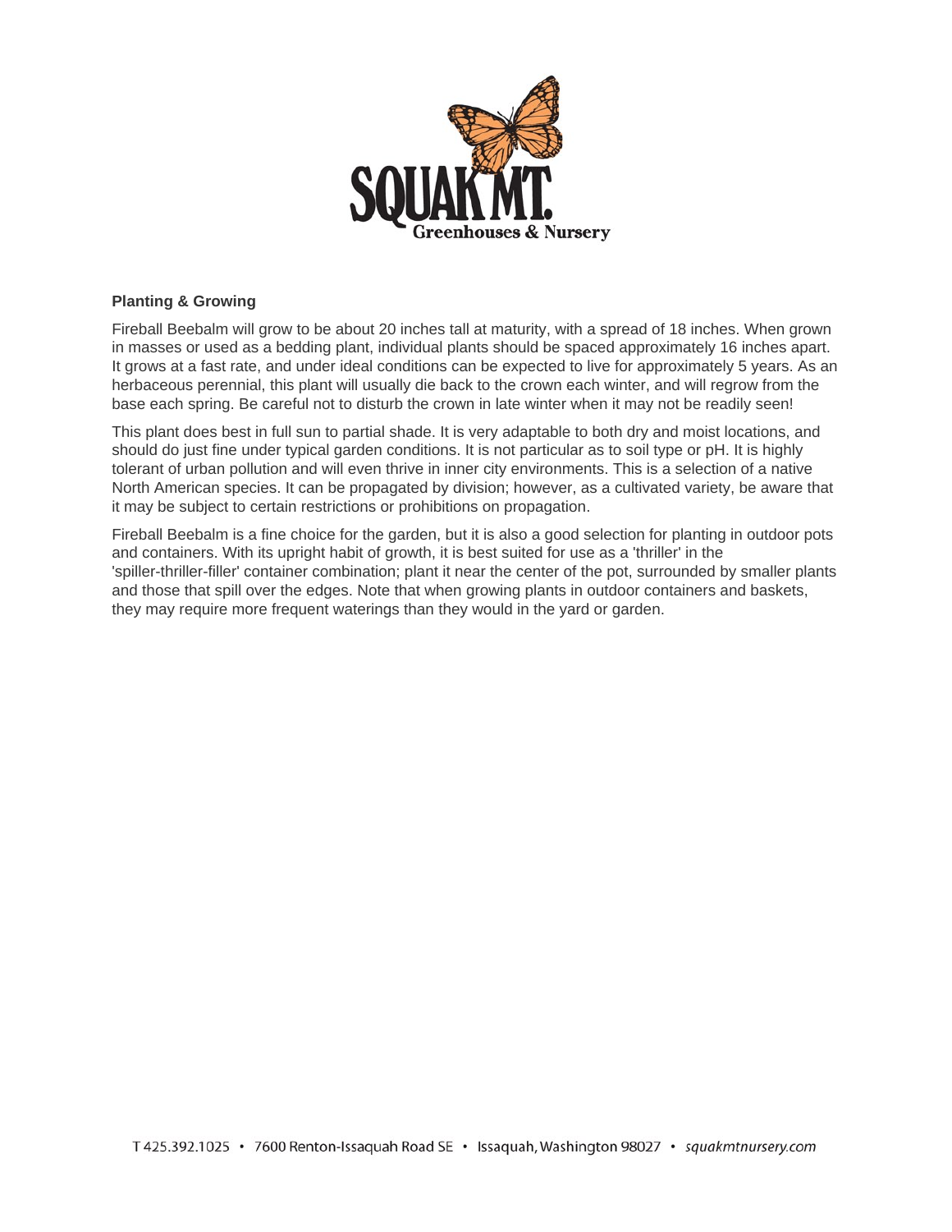**Planting & Growing**

Fireball Beebalm will grow to be about 20 inches tall at maturity, with a spread of 18 inches. When grown in masses or used as a bedding plant, individual plants should be spaced approximately 16 inches apart. It grows at a fast rate, and under ideal conditions can be expected to live for approximately 5 years. As an herbaceous perennial, this plant will usually die back to the crown each winter, and will regrow from the base each spring. Be careful not to disturb the crown in late winter when it may not be readily seen!

This plant does best in full sun to partial shade. It is very adaptable to both dry and moist locations, and should do just fine under typical garden conditions. It is not particular as to soil type or pH. It is highly tolerant of urban pollution and will even thrive in inner city environments. This is a selection of a native North American species. It can be propagated by division; however, as a cultivated variety, be aware that it may be subject to certain restrictions or prohibitions on propagation.

Fireball Beebalm is a fine choice for the garden, but it is also a good selection for planting in outdoor pots and containers. With its upright habit of growth, it is best suited for use as a 'thriller' in the 'spiller-thriller-filler' container combination; plant it near the center of the pot, surrounded by smaller plants and those that spill over the edges. Note that when growing plants in outdoor containers and baskets, they may require more frequent waterings than they would in the yard or garden.